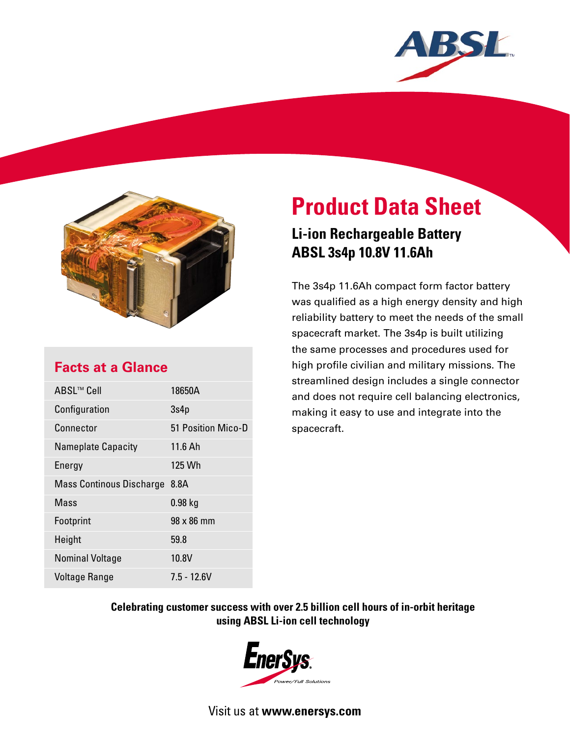# Product Data Sheet

## Li-ion Rechargeable Battery ABSL 3s4p 10.8V 11.6Ah

The 3s4p 11.6Ah compact form factor battery was qualified as a high energy density and high reliability battery to meet the needs of the small spacecraft market. The 3s4p is built utilizing the same processes and procedures used for high profile civilian and military missions. The streamlined design includes a single connector and does not require cell balancing electronics, making it easy to use and integrate into the spacecraft.

### Facts at a Glance

| | |
|---|---|
| ABSL™ Cell | 18650A |
| Configuration | 3s4p |
| Connector | 51 Position Mico-D |
| Nameplate Capacity | 11.6 Ah |
| Energy | 125 Wh |
| Mass Continous Discharge | 8.8A |
| Mass | 0.98 kg |
| Footprint | 98 x 86 mm |
| Height | 59.8 |
| Nominal Voltage | 10.8V |
| Voltage Range | 7.5 - 12.6V |

**Celebrating customer success with over 2.5 billion cell hours of in-orbit heritage using ABSL Li-ion cell technology**

EnerSys. Power/Full Solutions

Visit us at **www.enersys.com**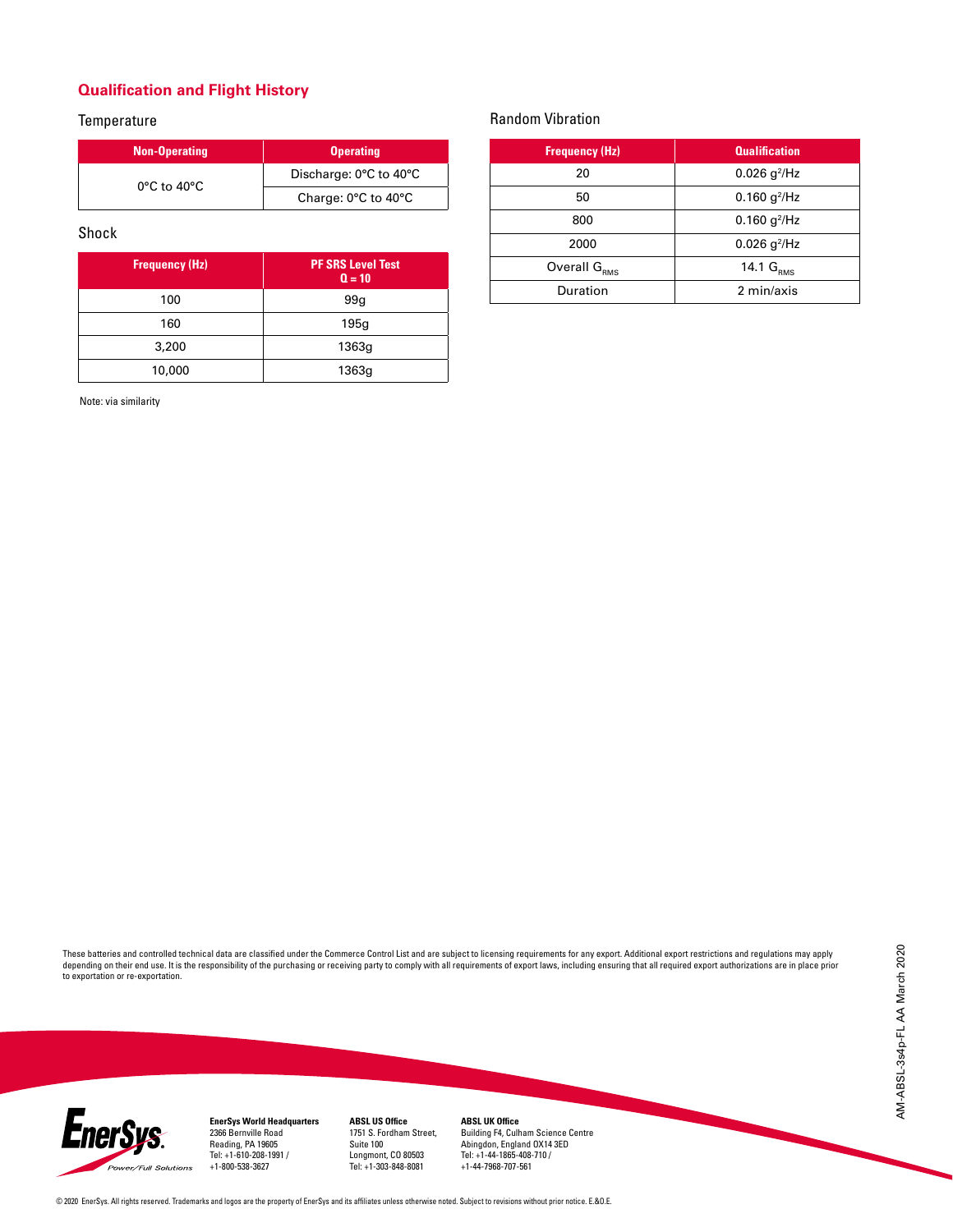## Qualification and Flight History

### Temperature

| Non-Operating | Operating |
|---|---|
| 0°C to 40°C | Discharge: 0°C to 40°C |
| | Charge: 0°C to 40°C |

### Shock

| Frequency (Hz) | PF SRS Level Test Q = 10 |
|---|---|
| 100 | 99g |
| 160 | 195g |
| 3,200 | 1363g |
| 10,000 | 1363g |

Note: via similarity

### Random Vibration

| Frequency (Hz) | Qualification |
|---|---|
| 20 | 0.026 $g^2$/Hz |
| 50 | 0.160 $g^2$/Hz |
| 800 | 0.160 $g^2$/Hz |
| 2000 | 0.026 $g^2$/Hz |
| Overall $G_{RMS}$ | 14.1 $G_{RMS}$ |
| Duration | 2 min/axis |

These batteries and controlled technical data are classified under the Commerce Control List and are subject to licensing requirements for any export. Additional export restrictions and regulations may apply depending on their end use. It is the responsibility of the purchasing or receiving party to comply with all requirements of export laws, including ensuring that all required export authorizations are in place prior to exportation or re-exportation.

AM-ABSL-3s4p-FL AA March 2020

EnerSys. Power/Full Solutions

**EnerSys World Headquarters**
2366 Bernville Road
Reading, PA 19605
Tel: +1-610-208-1991 /
+1-800-538-3627

**ABSL US Office**
1751 S. Fordham Street,
Suite 100
Longmont, CO 80503
Tel: +1-303-848-8081

**ABSL UK Office**
Building F4, Culham Science Centre
Abingdon, England OX14 3ED
Tel: +1-44-1865-408-710 /
+1-44-7968-707-561

© 2020 EnerSys. All rights reserved. Trademarks and logos are the property of EnerSys and its affiliates unless otherwise noted. Subject to revisions without prior notice. E.&O.E.